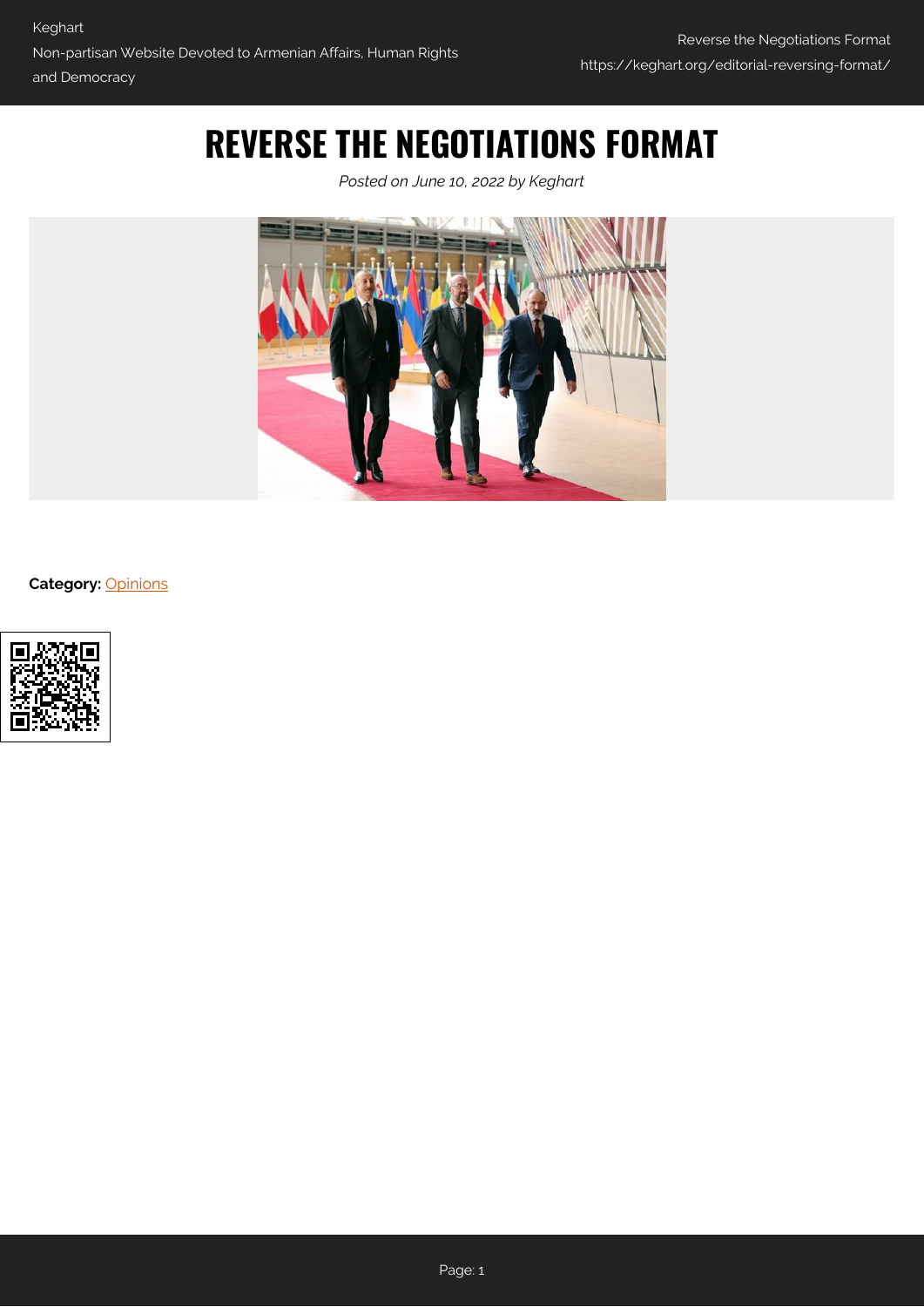# REVERSE THE NEGOTIATIONS FORMAT

*Posted on June 10, 2022 by Keghart*

**Category:** Opinions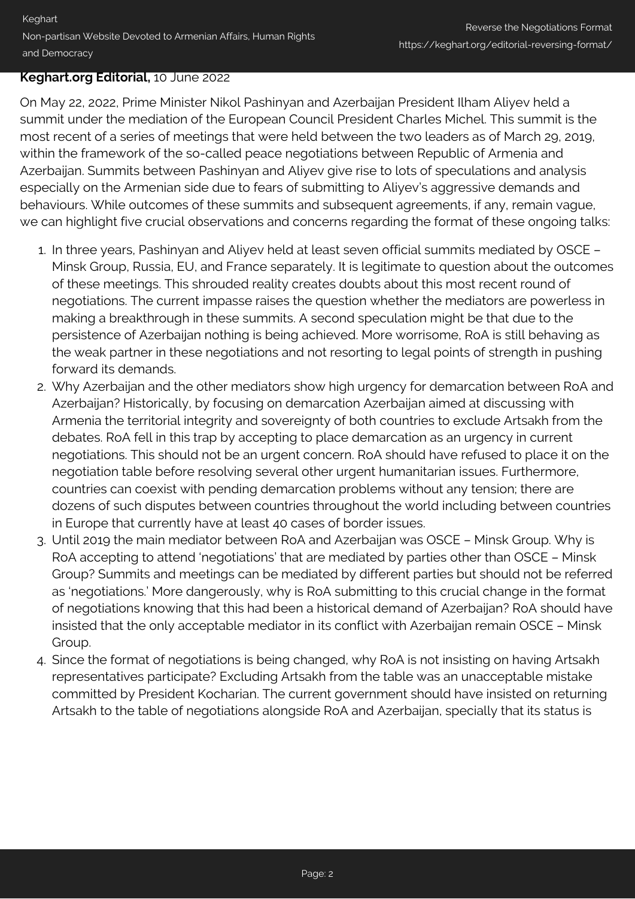**Keghart.org Editorial,** 10 June 2022

On May 22, 2022, Prime Minister Nikol Pashinyan and Azerbaijan President Ilham Aliyev held a summit under the mediation of the European Council President Charles Michel. This summit is the most recent of a series of meetings that were held between the two leaders as of March 29, 2019, within the framework of the so-called peace negotiations between Republic of Armenia and Azerbaijan. Summits between Pashinyan and Aliyev give rise to lots of speculations and analysis especially on the Armenian side due to fears of submitting to Aliyev's aggressive demands and behaviours. While outcomes of these summits and subsequent agreements, if any, remain vague, we can highlight five crucial observations and concerns regarding the format of these ongoing talks:

1. In three years, Pashinyan and Aliyev held at least seven official summits mediated by OSCE – Minsk Group, Russia, EU, and France separately. It is legitimate to question about the outcomes of these meetings. This shrouded reality creates doubts about this most recent round of negotiations. The current impasse raises the question whether the mediators are powerless in making a breakthrough in these summits. A second speculation might be that due to the persistence of Azerbaijan nothing is being achieved. More worrisome, RoA is still behaving as the weak partner in these negotiations and not resorting to legal points of strength in pushing forward its demands.
2. Why Azerbaijan and the other mediators show high urgency for demarcation between RoA and Azerbaijan? Historically, by focusing on demarcation Azerbaijan aimed at discussing with Armenia the territorial integrity and sovereignty of both countries to exclude Artsakh from the debates. RoA fell in this trap by accepting to place demarcation as an urgency in current negotiations. This should not be an urgent concern. RoA should have refused to place it on the negotiation table before resolving several other urgent humanitarian issues. Furthermore, countries can coexist with pending demarcation problems without any tension; there are dozens of such disputes between countries throughout the world including between countries in Europe that currently have at least 40 cases of border issues.
3. Until 2019 the main mediator between RoA and Azerbaijan was OSCE – Minsk Group. Why is RoA accepting to attend 'negotiations' that are mediated by parties other than OSCE – Minsk Group? Summits and meetings can be mediated by different parties but should not be referred as 'negotiations.' More dangerously, why is RoA submitting to this crucial change in the format of negotiations knowing that this had been a historical demand of Azerbaijan? RoA should have insisted that the only acceptable mediator in its conflict with Azerbaijan remain OSCE – Minsk Group.
4. Since the format of negotiations is being changed, why RoA is not insisting on having Artsakh representatives participate? Excluding Artsakh from the table was an unacceptable mistake committed by President Kocharian. The current government should have insisted on returning Artsakh to the table of negotiations alongside RoA and Azerbaijan, specially that its status is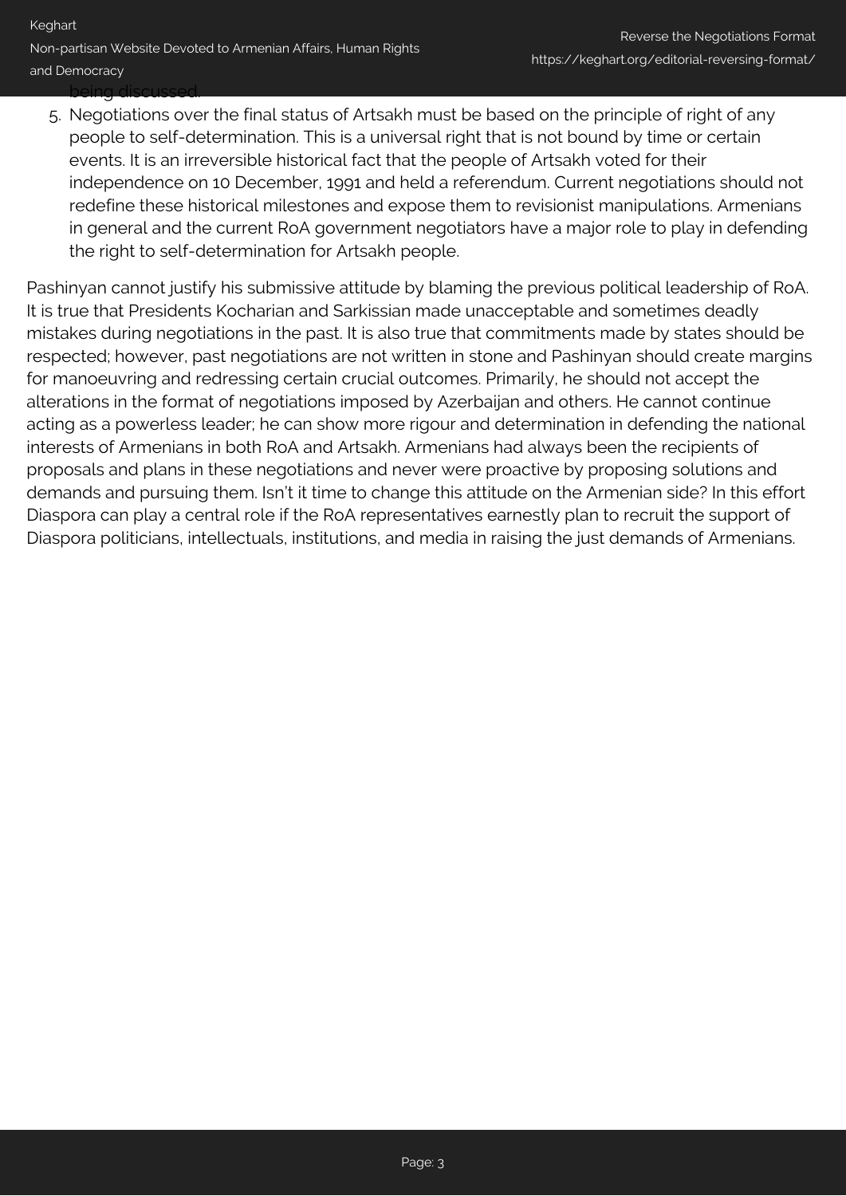being discussed.

5. Negotiations over the final status of Artsakh must be based on the principle of right of any people to self-determination. This is a universal right that is not bound by time or certain events. It is an irreversible historical fact that the people of Artsakh voted for their independence on 10 December, 1991 and held a referendum. Current negotiations should not redefine these historical milestones and expose them to revisionist manipulations. Armenians in general and the current RoA government negotiators have a major role to play in defending the right to self-determination for Artsakh people.

Pashinyan cannot justify his submissive attitude by blaming the previous political leadership of RoA. It is true that Presidents Kocharian and Sarkissian made unacceptable and sometimes deadly mistakes during negotiations in the past. It is also true that commitments made by states should be respected; however, past negotiations are not written in stone and Pashinyan should create margins for manoeuvring and redressing certain crucial outcomes. Primarily, he should not accept the alterations in the format of negotiations imposed by Azerbaijan and others. He cannot continue acting as a powerless leader; he can show more rigour and determination in defending the national interests of Armenians in both RoA and Artsakh. Armenians had always been the recipients of proposals and plans in these negotiations and never were proactive by proposing solutions and demands and pursuing them. Isn't it time to change this attitude on the Armenian side? In this effort Diaspora can play a central role if the RoA representatives earnestly plan to recruit the support of Diaspora politicians, intellectuals, institutions, and media in raising the just demands of Armenians.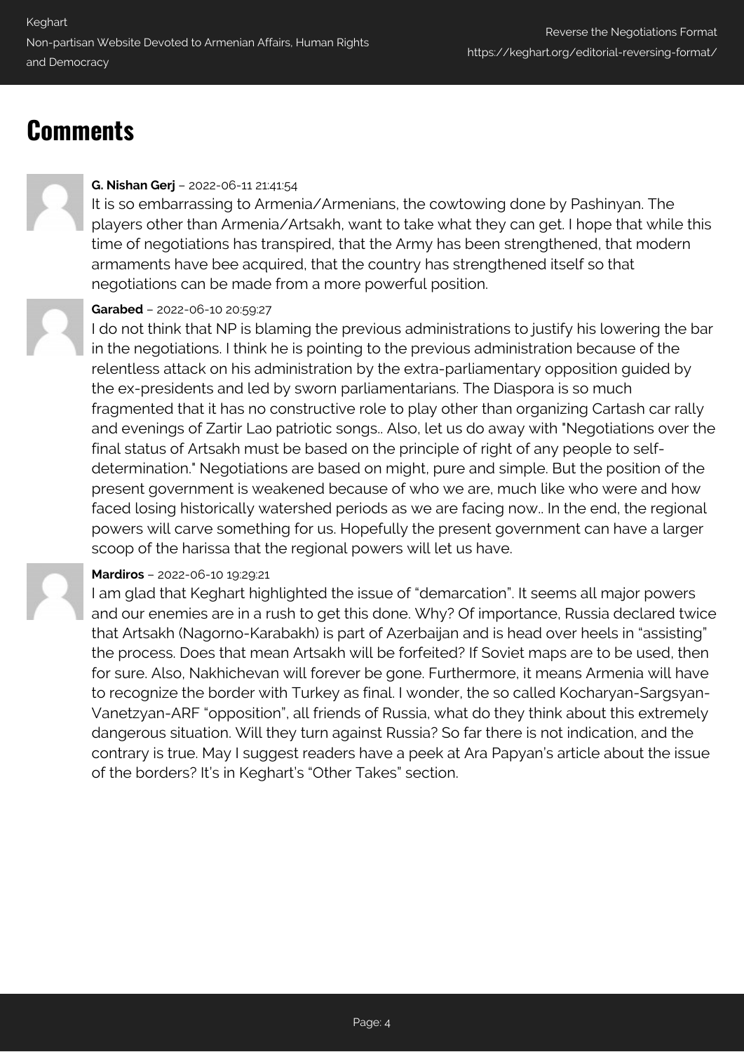# Comments

**G. Nishan Gerj** – 2022-06-11 21:41:54

It is so embarrassing to Armenia/Armenians, the cowtowing done by Pashinyan. The players other than Armenia/Artsakh, want to take what they can get. I hope that while this time of negotiations has transpired, that the Army has been strengthened, that modern armaments have bee acquired, that the country has strengthened itself so that negotiations can be made from a more powerful position.

**Garabed** – 2022-06-10 20:59:27

I do not think that NP is blaming the previous administrations to justify his lowering the bar in the negotiations. I think he is pointing to the previous administration because of the relentless attack on his administration by the extra-parliamentary opposition guided by the ex-presidents and led by sworn parliamentarians. The Diaspora is so much fragmented that it has no constructive role to play other than organizing Cartash car rally and evenings of Zartir Lao patriotic songs.. Also, let us do away with "Negotiations over the final status of Artsakh must be based on the principle of right of any people to self-determination." Negotiations are based on might, pure and simple. But the position of the present government is weakened because of who we are, much like who were and how faced losing historically watershed periods as we are facing now.. In the end, the regional powers will carve something for us. Hopefully the present government can have a larger scoop of the harissa that the regional powers will let us have.

**Mardiros** – 2022-06-10 19:29:21

I am glad that Keghart highlighted the issue of "demarcation". It seems all major powers and our enemies are in a rush to get this done. Why? Of importance, Russia declared twice that Artsakh (Nagorno-Karabakh) is part of Azerbaijan and is head over heels in "assisting" the process. Does that mean Artsakh will be forfeited? If Soviet maps are to be used, then for sure. Also, Nakhichevan will forever be gone. Furthermore, it means Armenia will have to recognize the border with Turkey as final. I wonder, the so called Kocharyan-Sargsyan-Vanetzyan-ARF "opposition", all friends of Russia, what do they think about this extremely dangerous situation. Will they turn against Russia? So far there is not indication, and the contrary is true. May I suggest readers have a peek at Ara Papyan's article about the issue of the borders? It's in Keghart's "Other Takes" section.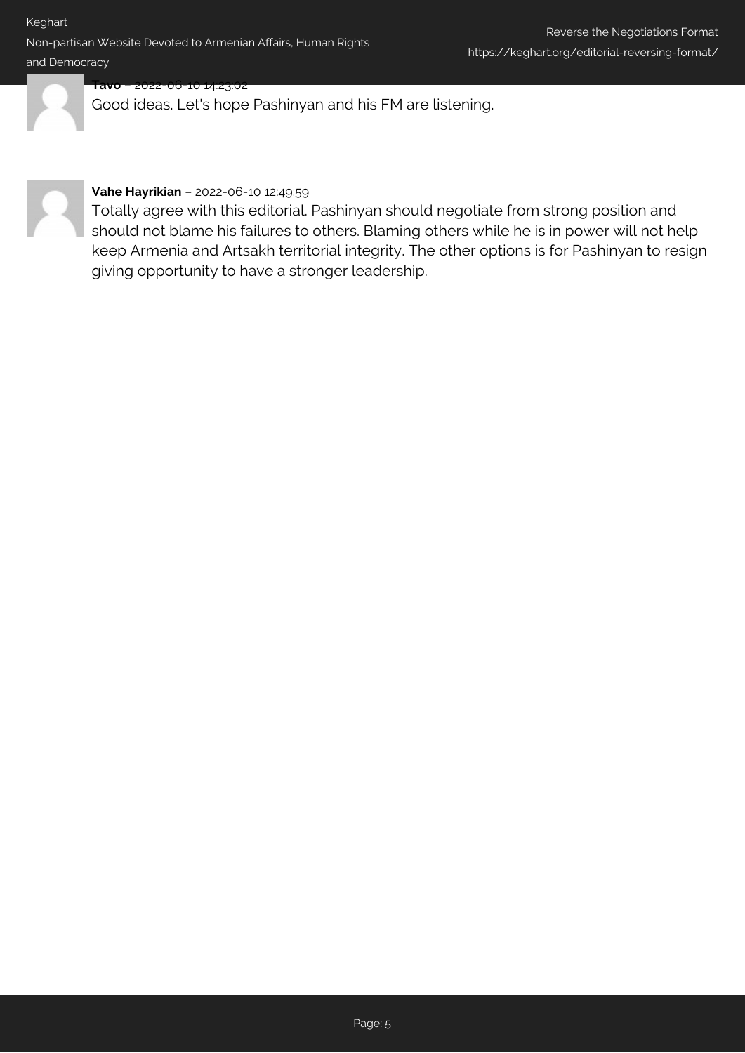**Tavo** – 2022-06-10 14:23:02

Good ideas. Let's hope Pashinyan and his FM are listening.

**Vahe Hayrikian** – 2022-06-10 12:49:59

Totally agree with this editorial. Pashinyan should negotiate from strong position and should not blame his failures to others. Blaming others while he is in power will not help keep Armenia and Artsakh territorial integrity. The other options is for Pashinyan to resign giving opportunity to have a stronger leadership.